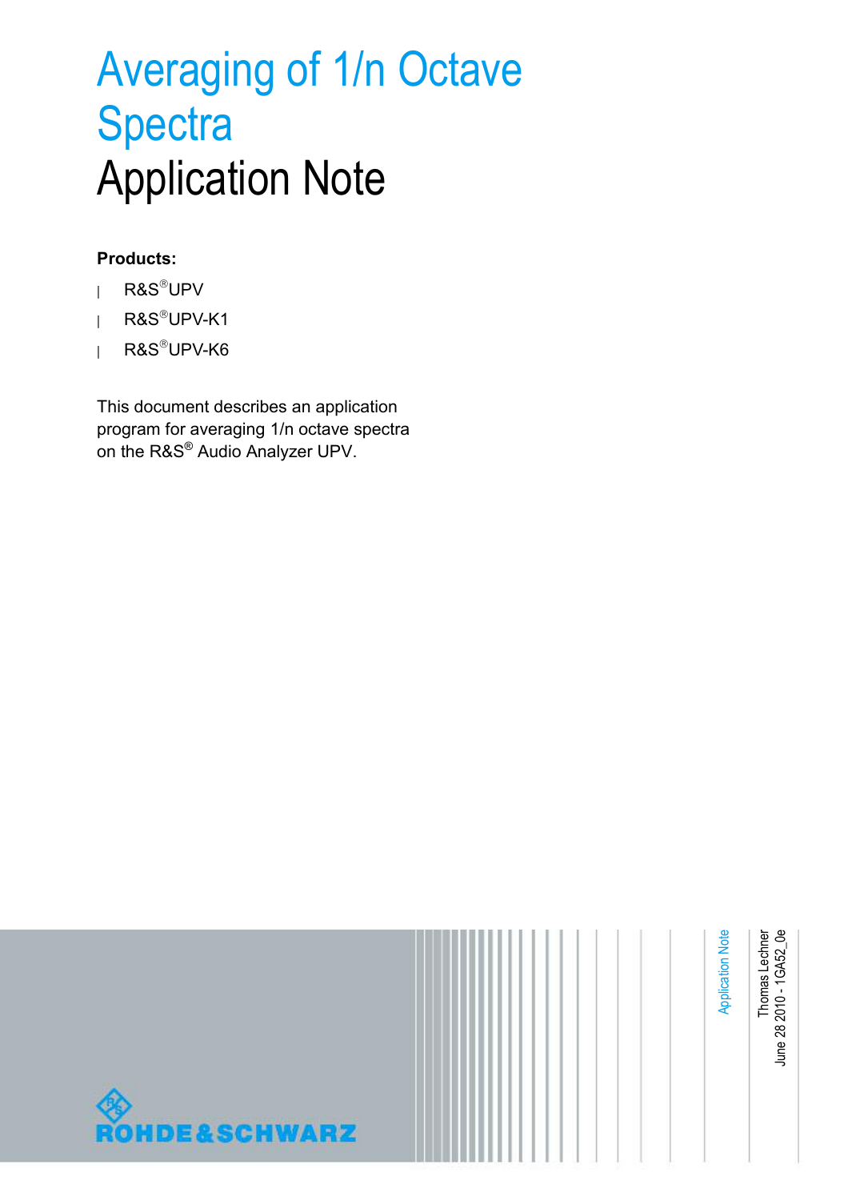# Averaging of 1/n Octave Spectra
# Application Note

**Products:**

- R&S®UPV
- R&S®UPV-K1
- R&S®UPV-K6

This document describes an application program for averaging 1/n octave spectra on the R&S® Audio Analyzer UPV.

Application Note

Thomas Lechner
June 28 2010 - 1GA52_0e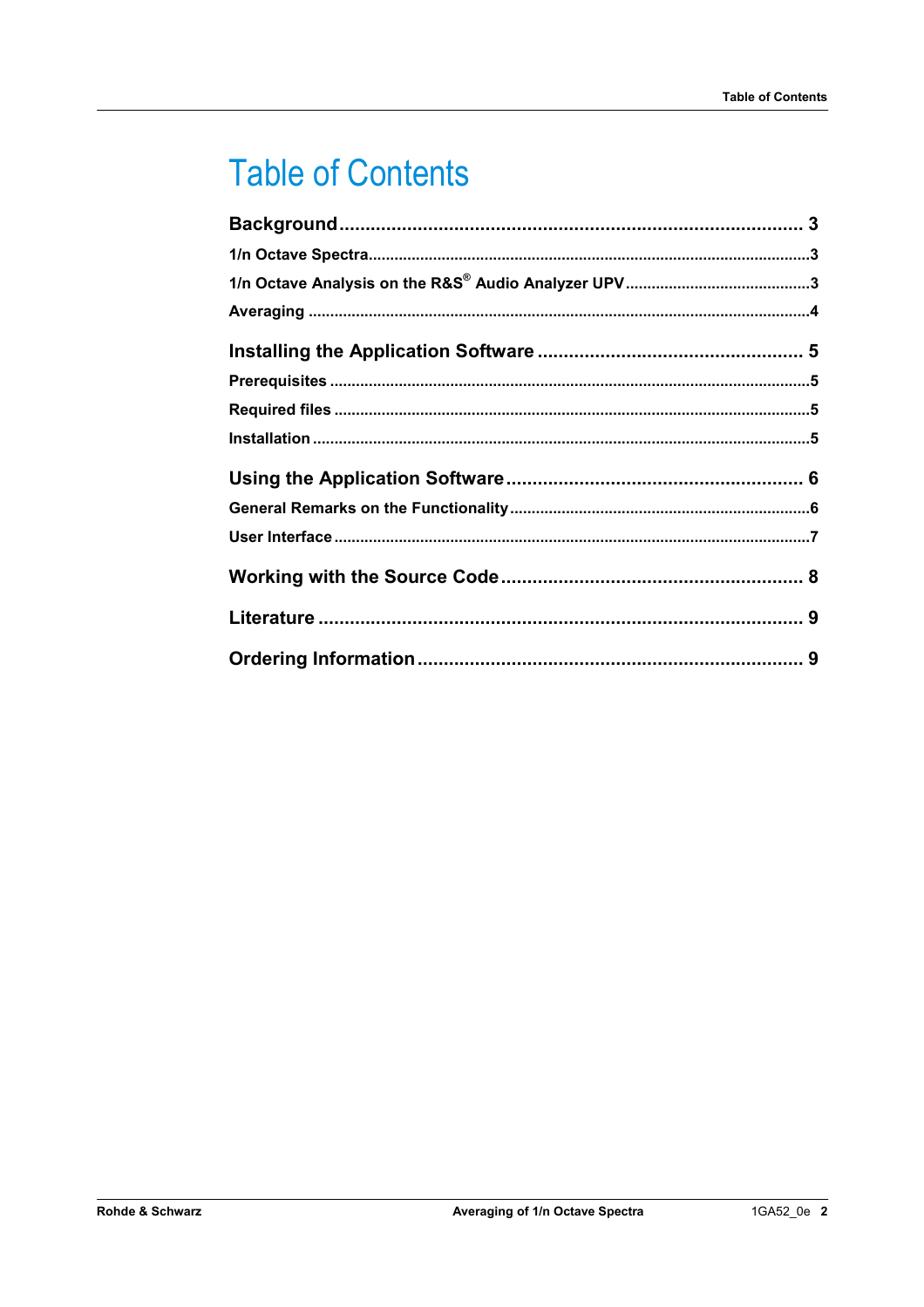# Table of Contents

**Background** .......................................................................................... 3

1/n Octave Spectra .......................................................................................... 3

1/n Octave Analysis on the R&S® Audio Analyzer UPV .......................................... 3

Averaging .......................................................................................... 4

**Installing the Application Software** .................................................. 5

Prerequisites .......................................................................................... 5

Required files .......................................................................................... 5

Installation .......................................................................................... 5

**Using the Application Software** .................................................. 6

General Remarks on the Functionality .......................................................... 6

User Interface .......................................................................................... 7

**Working with the Source Code** .................................................. 8

**Literature** .......................................................................................... 9

**Ordering Information** .................................................................. 9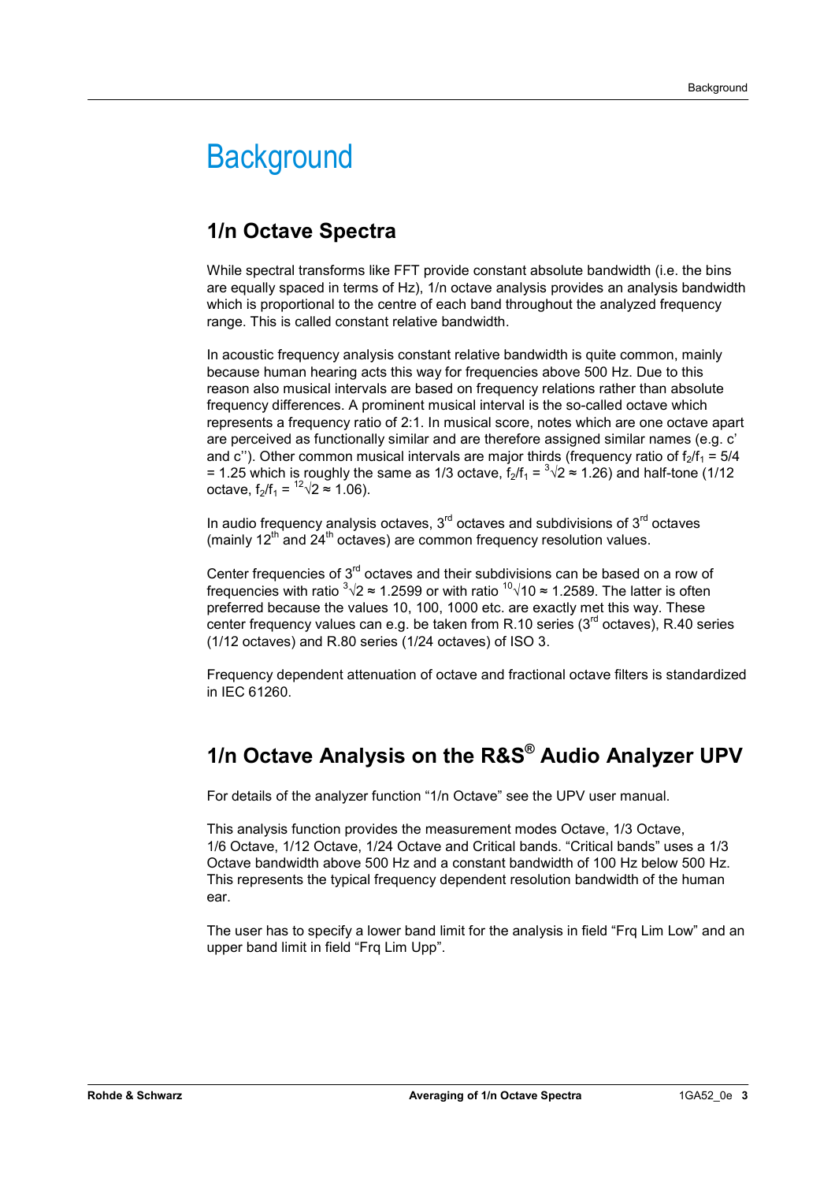# Background

## 1/n Octave Spectra

While spectral transforms like FFT provide constant absolute bandwidth (i.e. the bins are equally spaced in terms of Hz), 1/n octave analysis provides an analysis bandwidth which is proportional to the centre of each band throughout the analyzed frequency range. This is called constant relative bandwidth.

In acoustic frequency analysis constant relative bandwidth is quite common, mainly because human hearing acts this way for frequencies above 500 Hz. Due to this reason also musical intervals are based on frequency relations rather than absolute frequency differences. A prominent musical interval is the so-called octave which represents a frequency ratio of 2:1. In musical score, notes which are one octave apart are perceived as functionally similar and are therefore assigned similar names (e.g. c' and c''). Other common musical intervals are major thirds (frequency ratio of $f_2/f_1 = 5/4 = 1.25$ which is roughly the same as 1/3 octave, $f_2/f_1 = \sqrt[3]{2} \approx 1.26$) and half-tone (1/12 octave, $f_2/f_1 = \sqrt[12]{2} \approx 1.06$).

In audio frequency analysis octaves, 3rd octaves and subdivisions of 3rd octaves (mainly 12th and 24th octaves) are common frequency resolution values.

Center frequencies of 3rd octaves and their subdivisions can be based on a row of frequencies with ratio $\sqrt[3]{2} \approx 1.2599$ or with ratio $\sqrt[10]{10} \approx 1.2589$. The latter is often preferred because the values 10, 100, 1000 etc. are exactly met this way. These center frequency values can e.g. be taken from R.10 series (3rd octaves), R.40 series (1/12 octaves) and R.80 series (1/24 octaves) of ISO 3.

Frequency dependent attenuation of octave and fractional octave filters is standardized in IEC 61260.

## 1/n Octave Analysis on the R&S® Audio Analyzer UPV

For details of the analyzer function “1/n Octave” see the UPV user manual.

This analysis function provides the measurement modes Octave, 1/3 Octave, 1/6 Octave, 1/12 Octave, 1/24 Octave and Critical bands. “Critical bands” uses a 1/3 Octave bandwidth above 500 Hz and a constant bandwidth of 100 Hz below 500 Hz. This represents the typical frequency dependent resolution bandwidth of the human ear.

The user has to specify a lower band limit for the analysis in field “Frq Lim Low” and an upper band limit in field “Frq Lim Upp”.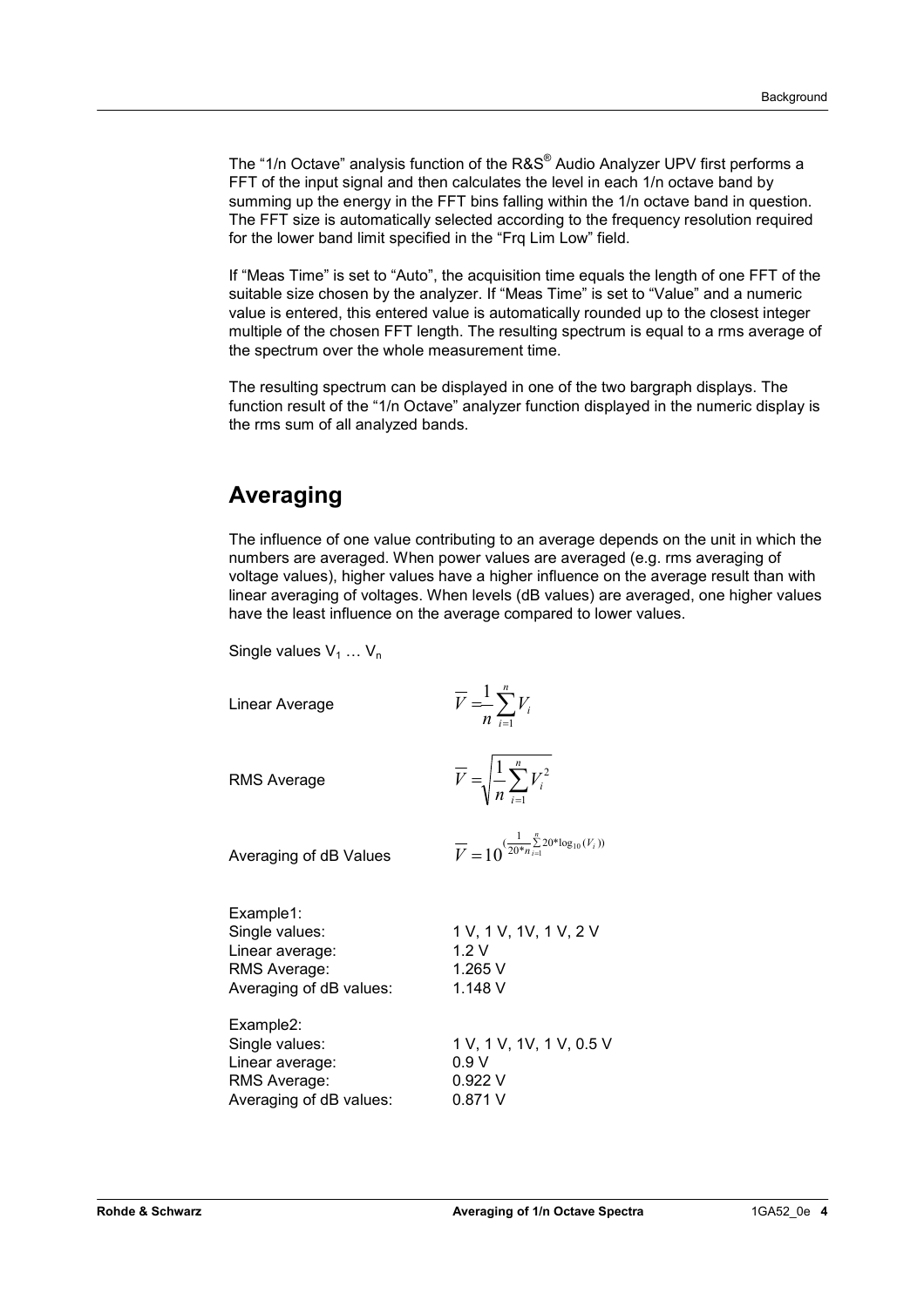The "1/n Octave" analysis function of the R&S® Audio Analyzer UPV first performs a FFT of the input signal and then calculates the level in each 1/n octave band by summing up the energy in the FFT bins falling within the 1/n octave band in question. The FFT size is automatically selected according to the frequency resolution required for the lower band limit specified in the "Frq Lim Low" field.

If "Meas Time" is set to "Auto", the acquisition time equals the length of one FFT of the suitable size chosen by the analyzer. If "Meas Time" is set to "Value" and a numeric value is entered, this entered value is automatically rounded up to the closest integer multiple of the chosen FFT length. The resulting spectrum is equal to a rms average of the spectrum over the whole measurement time.

The resulting spectrum can be displayed in one of the two bargraph displays. The function result of the "1/n Octave" analyzer function displayed in the numeric display is the rms sum of all analyzed bands.

## Averaging

The influence of one value contributing to an average depends on the unit in which the numbers are averaged. When power values are averaged (e.g. rms averaging of voltage values), higher values have a higher influence on the average result than with linear averaging of voltages. When levels (dB values) are averaged, one higher values have the least influence on the average compared to lower values.

Single values $V_1 \dots V_n$

Linear Average

$$\overline{V} = \frac{1}{n}\sum_{i=1}^{n} V_i$$

RMS Average

$$\overline{V} = \sqrt{\frac{1}{n}\sum_{i=1}^{n} V_i^2}$$

Averaging of dB Values

$$\overline{V} = 10^{\left(\frac{1}{20*n}\sum_{i=1}^{n} 20*\log_{10}(V_i)\right)}$$

| Example1: | |
|---|---|
| Single values: | 1 V, 1 V, 1V, 1 V, 2 V |
| Linear average: | 1.2 V |
| RMS Average: | 1.265 V |
| Averaging of dB values: | 1.148 V |

| Example2: | |
|---|---|
| Single values: | 1 V, 1 V, 1V, 1 V, 0.5 V |
| Linear average: | 0.9 V |
| RMS Average: | 0.922 V |
| Averaging of dB values: | 0.871 V |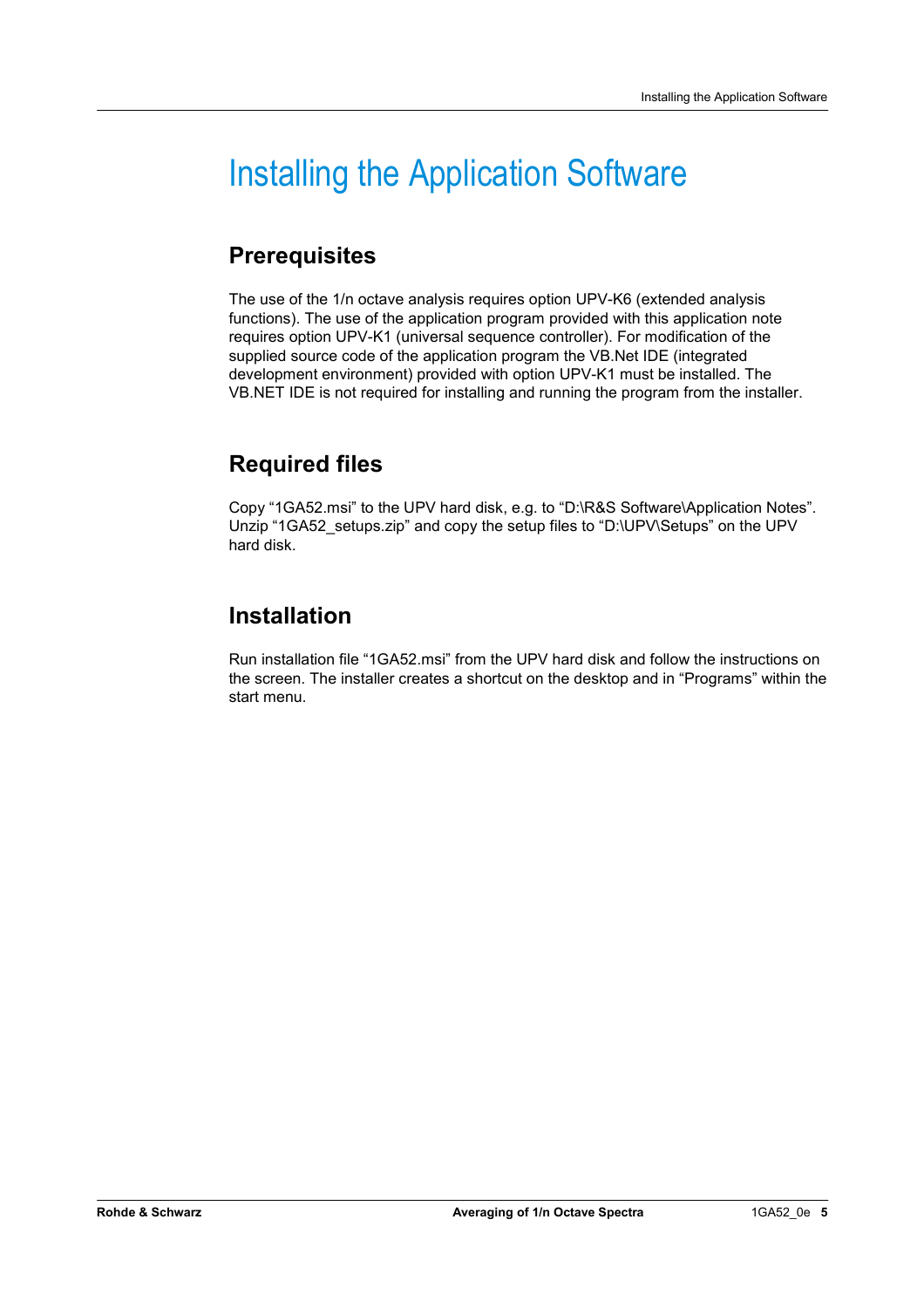# Installing the Application Software

## Prerequisites

The use of the 1/n octave analysis requires option UPV-K6 (extended analysis functions). The use of the application program provided with this application note requires option UPV-K1 (universal sequence controller). For modification of the supplied source code of the application program the VB.Net IDE (integrated development environment) provided with option UPV-K1 must be installed. The VB.NET IDE is not required for installing and running the program from the installer.

## Required files

Copy “1GA52.msi” to the UPV hard disk, e.g. to “D:\R&S Software\Application Notes”. Unzip “1GA52_setups.zip” and copy the setup files to “D:\UPV\Setups” on the UPV hard disk.

## Installation

Run installation file “1GA52.msi” from the UPV hard disk and follow the instructions on the screen. The installer creates a shortcut on the desktop and in “Programs” within the start menu.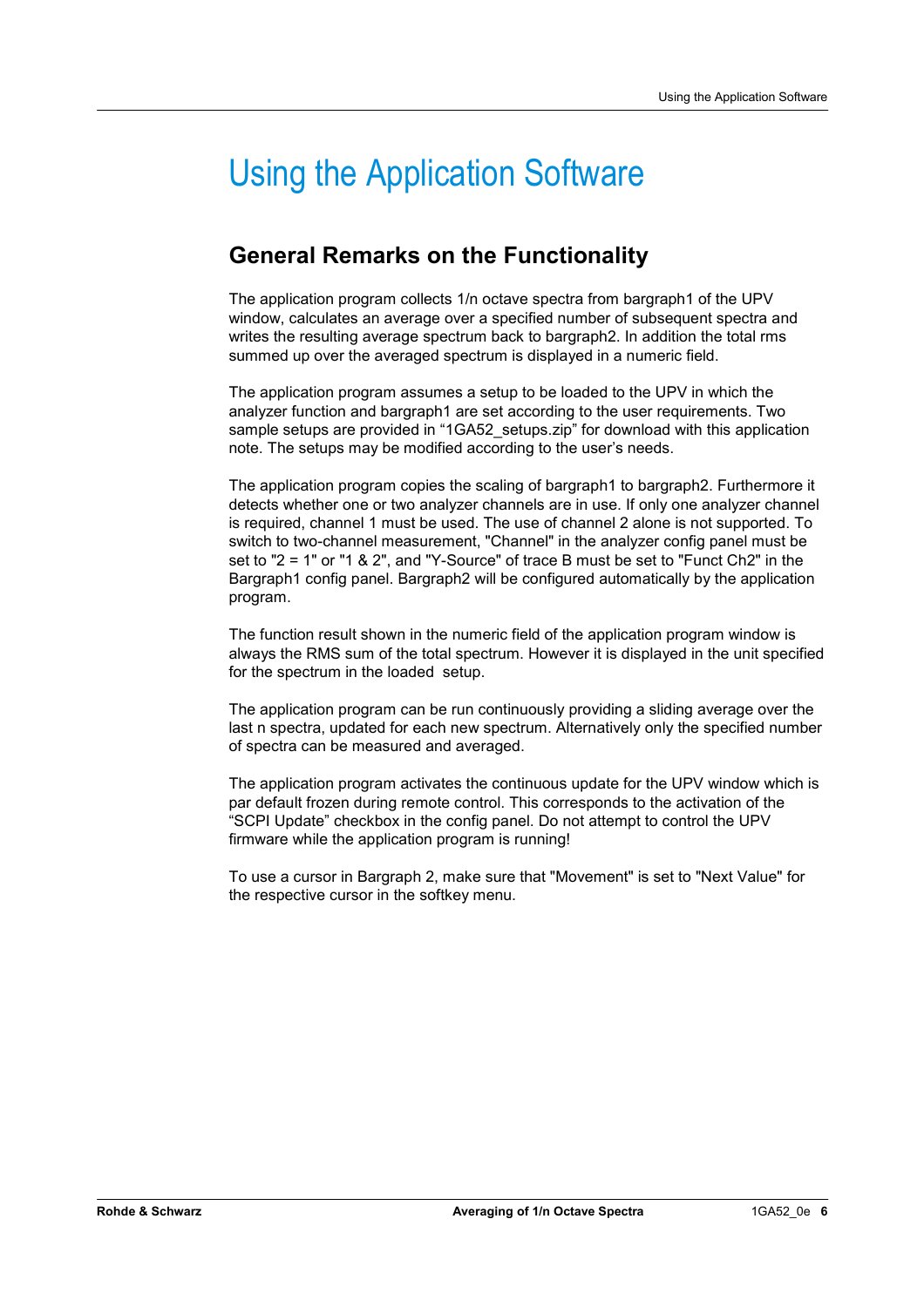# Using the Application Software

## General Remarks on the Functionality

The application program collects 1/n octave spectra from bargraph1 of the UPV window, calculates an average over a specified number of subsequent spectra and writes the resulting average spectrum back to bargraph2. In addition the total rms summed up over the averaged spectrum is displayed in a numeric field.

The application program assumes a setup to be loaded to the UPV in which the analyzer function and bargraph1 are set according to the user requirements. Two sample setups are provided in "1GA52_setups.zip" for download with this application note. The setups may be modified according to the user's needs.

The application program copies the scaling of bargraph1 to bargraph2. Furthermore it detects whether one or two analyzer channels are in use. If only one analyzer channel is required, channel 1 must be used. The use of channel 2 alone is not supported. To switch to two-channel measurement, "Channel" in the analyzer config panel must be set to "2 = 1" or "1 & 2", and "Y-Source" of trace B must be set to "Funct Ch2" in the Bargraph1 config panel. Bargraph2 will be configured automatically by the application program.

The function result shown in the numeric field of the application program window is always the RMS sum of the total spectrum. However it is displayed in the unit specified for the spectrum in the loaded setup.

The application program can be run continuously providing a sliding average over the last n spectra, updated for each new spectrum. Alternatively only the specified number of spectra can be measured and averaged.

The application program activates the continuous update for the UPV window which is par default frozen during remote control. This corresponds to the activation of the "SCPI Update" checkbox in the config panel. Do not attempt to control the UPV firmware while the application program is running!

To use a cursor in Bargraph 2, make sure that "Movement" is set to "Next Value" for the respective cursor in the softkey menu.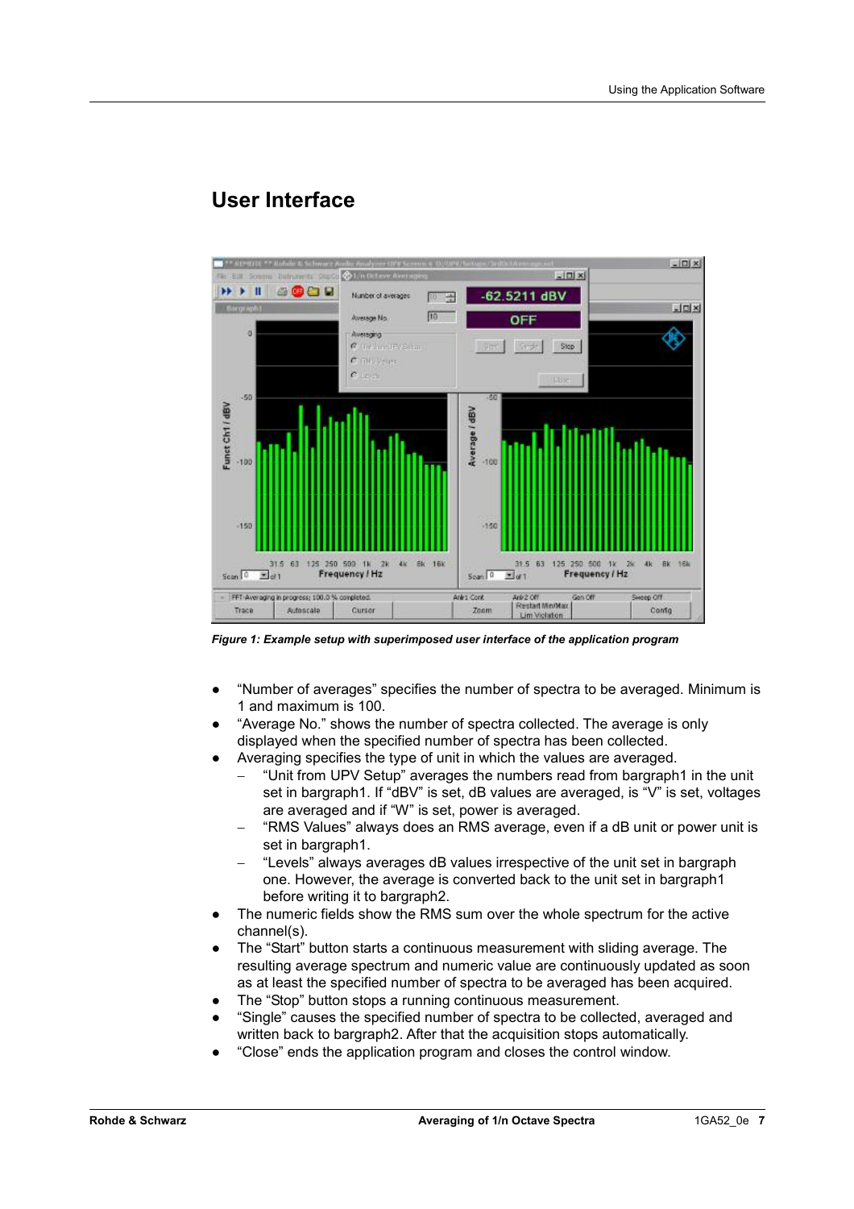## User Interface

*Figure 1: Example setup with superimposed user interface of the application program*

- "Number of averages" specifies the number of spectra to be averaged. Minimum is 1 and maximum is 100.
- "Average No." shows the number of spectra collected. The average is only displayed when the specified number of spectra has been collected.
- Averaging specifies the type of unit in which the values are averaged.
  - "Unit from UPV Setup" averages the numbers read from bargraph1 in the unit set in bargraph1. If "dBV" is set, dB values are averaged, is "V" is set, voltages are averaged and if "W" is set, power is averaged.
  - "RMS Values" always does an RMS average, even if a dB unit or power unit is set in bargraph1.
  - "Levels" always averages dB values irrespective of the unit set in bargraph one. However, the average is converted back to the unit set in bargraph1 before writing it to bargraph2.
- The numeric fields show the RMS sum over the whole spectrum for the active channel(s).
- The "Start" button starts a continuous measurement with sliding average. The resulting average spectrum and numeric value are continuously updated as soon as at least the specified number of spectra to be averaged has been acquired.
- The "Stop" button stops a running continuous measurement.
- "Single" causes the specified number of spectra to be collected, averaged and written back to bargraph2. After that the acquisition stops automatically.
- "Close" ends the application program and closes the control window.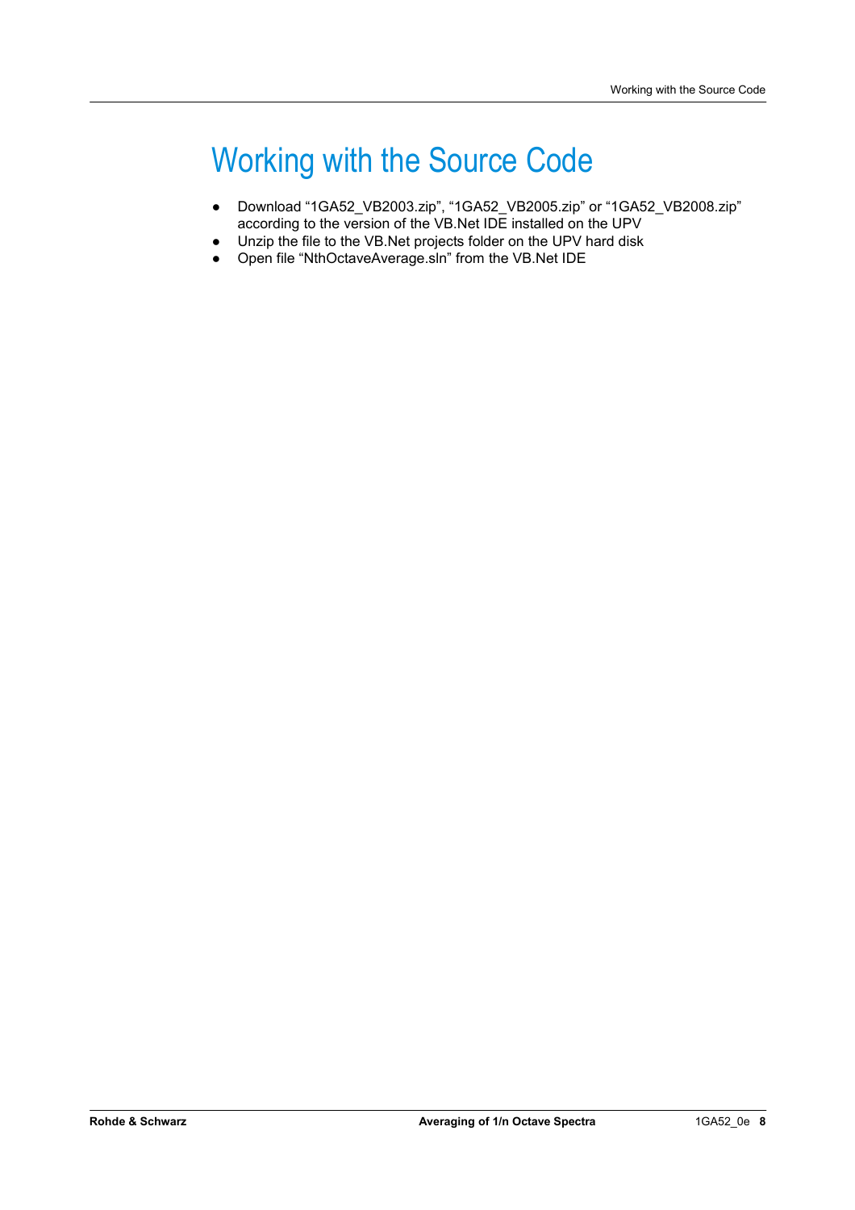# Working with the Source Code

- Download “1GA52_VB2003.zip”, “1GA52_VB2005.zip” or “1GA52_VB2008.zip” according to the version of the VB.Net IDE installed on the UPV
- Unzip the file to the VB.Net projects folder on the UPV hard disk
- Open file “NthOctaveAverage.sln” from the VB.Net IDE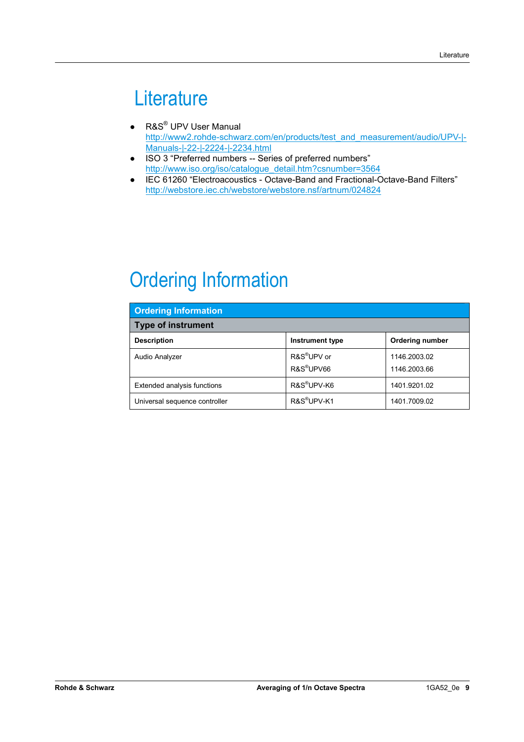# Literature

- R&S® UPV User Manual
  http://www2.rohde-schwarz.com/en/products/test_and_measurement/audio/UPV-|-Manuals-|-22-|-2224-|-2234.html
- ISO 3 "Preferred numbers -- Series of preferred numbers"
  http://www.iso.org/iso/catalogue_detail.htm?csnumber=3564
- IEC 61260 "Electroacoustics - Octave-Band and Fractional-Octave-Band Filters"
  http://webstore.iec.ch/webstore/webstore.nsf/artnum/024824

# Ordering Information

| **Ordering Information** | | |
|---|---|---|
| **Type of instrument** | | |
| **Description** | **Instrument type** | **Ordering number** |
| Audio Analyzer | R&S®UPV or<br>R&S®UPV66 | 1146.2003.02<br>1146.2003.66 |
| Extended analysis functions | R&S®UPV-K6 | 1401.9201.02 |
| Universal sequence controller | R&S®UPV-K1 | 1401.7009.02 |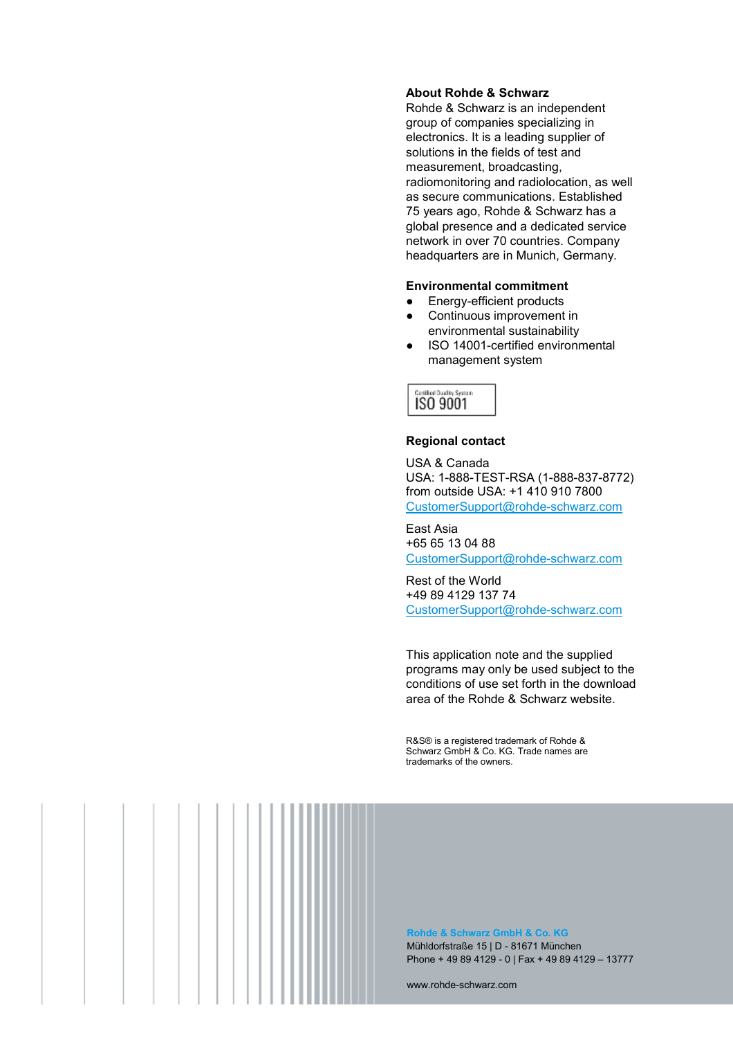## About Rohde & Schwarz

Rohde & Schwarz is an independent group of companies specializing in electronics. It is a leading supplier of solutions in the fields of test and measurement, broadcasting, radiomonitoring and radiolocation, as well as secure communications. Established 75 years ago, Rohde & Schwarz has a global presence and a dedicated service network in over 70 countries. Company headquarters are in Munich, Germany.

## Environmental commitment

- Energy-efficient products
- Continuous improvement in environmental sustainability
- ISO 14001-certified environmental management system

Certified Quality System
ISO 9001

## Regional contact

USA & Canada
USA: 1-888-TEST-RSA (1-888-837-8772)
from outside USA: +1 410 910 7800
CustomerSupport@rohde-schwarz.com

East Asia
+65 65 13 04 88
CustomerSupport@rohde-schwarz.com

Rest of the World
+49 89 4129 137 74
CustomerSupport@rohde-schwarz.com

This application note and the supplied programs may only be used subject to the conditions of use set forth in the download area of the Rohde & Schwarz website.

R&S® is a registered trademark of Rohde & Schwarz GmbH & Co. KG. Trade names are trademarks of the owners.

**Rohde & Schwarz GmbH & Co. KG**
Mühldorfstraße 15 | D - 81671 München
Phone + 49 89 4129 - 0 | Fax + 49 89 4129 – 13777

www.rohde-schwarz.com